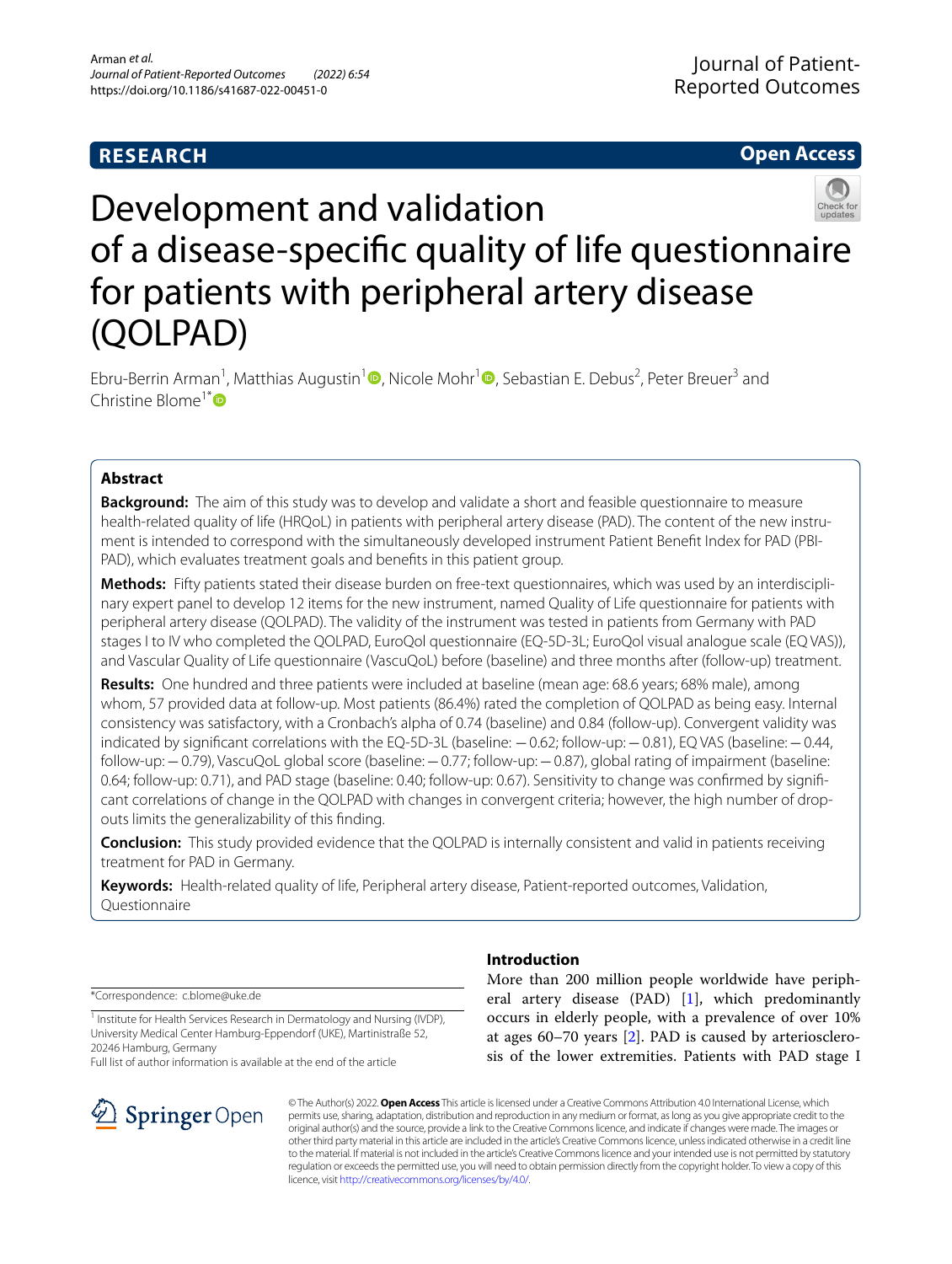RESEARCH

Open Access

# Development and validation of a disease-specific quality of life questionnaire for patients with peripheral artery disease (QOLPAD)

Ebru-Berrin Arman[1], Matthias Augustin[1], Nicole Mohr[1], Sebastian E. Debus[2], Peter Breuer[3] and Christine Blome[1*]

## Abstract

**Background:** The aim of this study was to develop and validate a short and feasible questionnaire to measure health-related quality of life (HRQoL) in patients with peripheral artery disease (PAD). The content of the new instrument is intended to correspond with the simultaneously developed instrument Patient Benefit Index for PAD (PBI-PAD), which evaluates treatment goals and benefits in this patient group.

**Methods:** Fifty patients stated their disease burden on free-text questionnaires, which was used by an interdisciplinary expert panel to develop 12 items for the new instrument, named Quality of Life questionnaire for patients with peripheral artery disease (QOLPAD). The validity of the instrument was tested in patients from Germany with PAD stages I to IV who completed the QOLPAD, EuroQol questionnaire (EQ-5D-3L; EuroQol visual analogue scale (EQ VAS)), and Vascular Quality of Life questionnaire (VascuQoL) before (baseline) and three months after (follow-up) treatment.

**Results:** One hundred and three patients were included at baseline (mean age: 68.6 years; 68% male), among whom, 57 provided data at follow-up. Most patients (86.4%) rated the completion of QOLPAD as being easy. Internal consistency was satisfactory, with a Cronbach's alpha of 0.74 (baseline) and 0.84 (follow-up). Convergent validity was indicated by significant correlations with the EQ-5D-3L (baseline: −0.62; follow-up: −0.81), EQ VAS (baseline: −0.44, follow-up: −0.79), VascuQoL global score (baseline: −0.77; follow-up: −0.87), global rating of impairment (baseline: 0.64; follow-up: 0.71), and PAD stage (baseline: 0.40; follow-up: 0.67). Sensitivity to change was confirmed by significant correlations of change in the QOLPAD with changes in convergent criteria; however, the high number of drop-outs limits the generalizability of this finding.

**Conclusion:** This study provided evidence that the QOLPAD is internally consistent and valid in patients receiving treatment for PAD in Germany.

**Keywords:** Health-related quality of life, Peripheral artery disease, Patient-reported outcomes, Validation, Questionnaire

*Correspondence: c.blome@uke.de

[1] Institute for Health Services Research in Dermatology and Nursing (IVDP), University Medical Center Hamburg-Eppendorf (UKE), Martinistraße 52, 20246 Hamburg, Germany

Full list of author information is available at the end of the article

## Introduction

More than 200 million people worldwide have peripheral artery disease (PAD) [1], which predominantly occurs in elderly people, with a prevalence of over 10% at ages 60–70 years [2]. PAD is caused by arteriosclerosis of the lower extremities. Patients with PAD stage I

© The Author(s) 2022. **Open Access** This article is licensed under a Creative Commons Attribution 4.0 International License, which permits use, sharing, adaptation, distribution and reproduction in any medium or format, as long as you give appropriate credit to the original author(s) and the source, provide a link to the Creative Commons licence, and indicate if changes were made. The images or other third party material in this article are included in the article's Creative Commons licence, unless indicated otherwise in a credit line to the material. If material is not included in the article's Creative Commons licence and your intended use is not permitted by statutory regulation or exceeds the permitted use, you will need to obtain permission directly from the copyright holder. To view a copy of this licence, visit http://creativecommons.org/licenses/by/4.0/.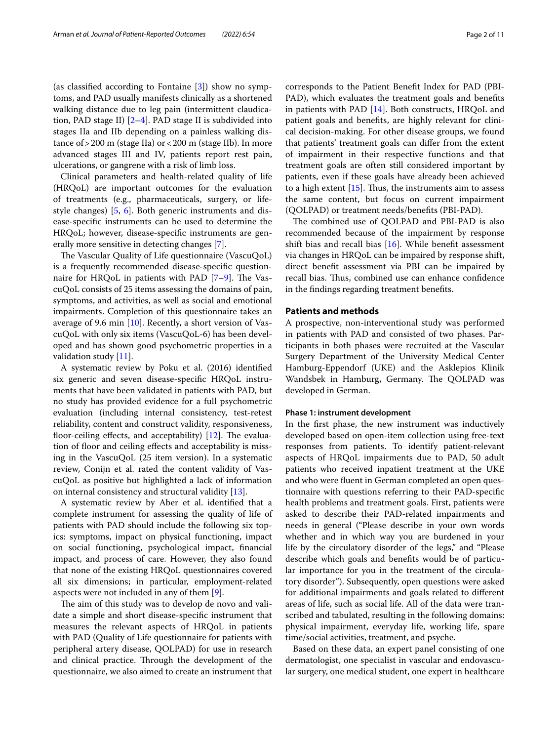(as classified according to Fontaine [3]) show no symptoms, and PAD usually manifests clinically as a shortened walking distance due to leg pain (intermittent claudication, PAD stage II) [2–4]. PAD stage II is subdivided into stages IIa and IIb depending on a painless walking distance of > 200 m (stage IIa) or < 200 m (stage IIb). In more advanced stages III and IV, patients report rest pain, ulcerations, or gangrene with a risk of limb loss.

Clinical parameters and health-related quality of life (HRQoL) are important outcomes for the evaluation of treatments (e.g., pharmaceuticals, surgery, or lifestyle changes) [5, 6]. Both generic instruments and disease-specific instruments can be used to determine the HRQoL; however, disease-specific instruments are generally more sensitive in detecting changes [7].

The Vascular Quality of Life questionnaire (VascuQoL) is a frequently recommended disease-specific questionnaire for HRQoL in patients with PAD [7–9]. The VascuQoL consists of 25 items assessing the domains of pain, symptoms, and activities, as well as social and emotional impairments. Completion of this questionnaire takes an average of 9.6 min [10]. Recently, a short version of VascuQoL with only six items (VascuQoL-6) has been developed and has shown good psychometric properties in a validation study [11].

A systematic review by Poku et al. (2016) identified six generic and seven disease-specific HRQoL instruments that have been validated in patients with PAD, but no study has provided evidence for a full psychometric evaluation (including internal consistency, test-retest reliability, content and construct validity, responsiveness, floor-ceiling effects, and acceptability) [12]. The evaluation of floor and ceiling effects and acceptability is missing in the VascuQoL (25 item version). In a systematic review, Conijn et al. rated the content validity of VascuQoL as positive but highlighted a lack of information on internal consistency and structural validity [13].

A systematic review by Aber et al. identified that a complete instrument for assessing the quality of life of patients with PAD should include the following six topics: symptoms, impact on physical functioning, impact on social functioning, psychological impact, financial impact, and process of care. However, they also found that none of the existing HRQoL questionnaires covered all six dimensions; in particular, employment-related aspects were not included in any of them [9].

The aim of this study was to develop de novo and validate a simple and short disease-specific instrument that measures the relevant aspects of HRQoL in patients with PAD (Quality of Life questionnaire for patients with peripheral artery disease, QOLPAD) for use in research and clinical practice. Through the development of the questionnaire, we also aimed to create an instrument that corresponds to the Patient Benefit Index for PAD (PBI-PAD), which evaluates the treatment goals and benefits in patients with PAD [14]. Both constructs, HRQoL and patient goals and benefits, are highly relevant for clinical decision-making. For other disease groups, we found that patients' treatment goals can differ from the extent of impairment in their respective functions and that treatment goals are often still considered important by patients, even if these goals have already been achieved to a high extent [15]. Thus, the instruments aim to assess the same content, but focus on current impairment (QOLPAD) or treatment needs/benefits (PBI-PAD).

The combined use of QOLPAD and PBI-PAD is also recommended because of the impairment by response shift bias and recall bias [16]. While benefit assessment via changes in HRQoL can be impaired by response shift, direct benefit assessment via PBI can be impaired by recall bias. Thus, combined use can enhance confidence in the findings regarding treatment benefits.

## Patients and methods

A prospective, non-interventional study was performed in patients with PAD and consisted of two phases. Participants in both phases were recruited at the Vascular Surgery Department of the University Medical Center Hamburg-Eppendorf (UKE) and the Asklepios Klinik Wandsbek in Hamburg, Germany. The QOLPAD was developed in German.

### Phase 1: instrument development

In the first phase, the new instrument was inductively developed based on open-item collection using free-text responses from patients. To identify patient-relevant aspects of HRQoL impairments due to PAD, 50 adult patients who received inpatient treatment at the UKE and who were fluent in German completed an open questionnaire with questions referring to their PAD-specific health problems and treatment goals. First, patients were asked to describe their PAD-related impairments and needs in general ("Please describe in your own words whether and in which way you are burdened in your life by the circulatory disorder of the legs," and "Please describe which goals and benefits would be of particular importance for you in the treatment of the circulatory disorder"). Subsequently, open questions were asked for additional impairments and goals related to different areas of life, such as social life. All of the data were transcribed and tabulated, resulting in the following domains: physical impairment, everyday life, working life, spare time/social activities, treatment, and psyche.

Based on these data, an expert panel consisting of one dermatologist, one specialist in vascular and endovascular surgery, one medical student, one expert in healthcare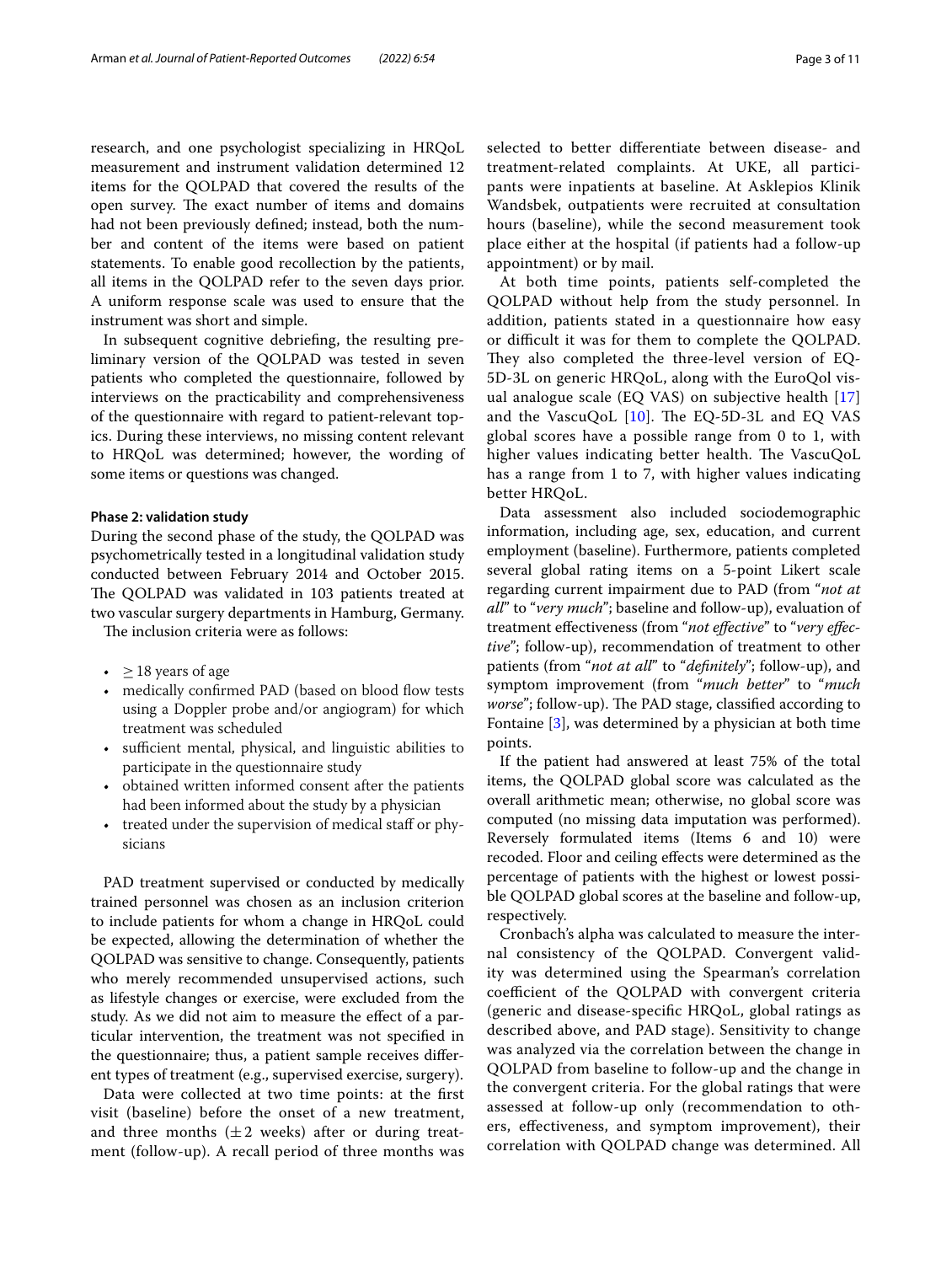research, and one psychologist specializing in HRQoL measurement and instrument validation determined 12 items for the QOLPAD that covered the results of the open survey. The exact number of items and domains had not been previously defined; instead, both the number and content of the items were based on patient statements. To enable good recollection by the patients, all items in the QOLPAD refer to the seven days prior. A uniform response scale was used to ensure that the instrument was short and simple.

In subsequent cognitive debriefing, the resulting preliminary version of the QOLPAD was tested in seven patients who completed the questionnaire, followed by interviews on the practicability and comprehensiveness of the questionnaire with regard to patient-relevant topics. During these interviews, no missing content relevant to HRQoL was determined; however, the wording of some items or questions was changed.

#### Phase 2: validation study

During the second phase of the study, the QOLPAD was psychometrically tested in a longitudinal validation study conducted between February 2014 and October 2015. The QOLPAD was validated in 103 patients treated at two vascular surgery departments in Hamburg, Germany.

The inclusion criteria were as follows:

- $\geq 18$ years of age
- medically confirmed PAD (based on blood flow tests using a Doppler probe and/or angiogram) for which treatment was scheduled
- sufficient mental, physical, and linguistic abilities to participate in the questionnaire study
- obtained written informed consent after the patients had been informed about the study by a physician
- treated under the supervision of medical staff or physicians

PAD treatment supervised or conducted by medically trained personnel was chosen as an inclusion criterion to include patients for whom a change in HRQoL could be expected, allowing the determination of whether the QOLPAD was sensitive to change. Consequently, patients who merely recommended unsupervised actions, such as lifestyle changes or exercise, were excluded from the study. As we did not aim to measure the effect of a particular intervention, the treatment was not specified in the questionnaire; thus, a patient sample receives different types of treatment (e.g., supervised exercise, surgery).

Data were collected at two time points: at the first visit (baseline) before the onset of a new treatment, and three months ($\pm 2$ weeks) after or during treatment (follow-up). A recall period of three months was selected to better differentiate between disease- and treatment-related complaints. At UKE, all participants were inpatients at baseline. At Asklepios Klinik Wandsbek, outpatients were recruited at consultation hours (baseline), while the second measurement took place either at the hospital (if patients had a follow-up appointment) or by mail.

At both time points, patients self-completed the QOLPAD without help from the study personnel. In addition, patients stated in a questionnaire how easy or difficult it was for them to complete the QOLPAD. They also completed the three-level version of EQ-5D-3L on generic HRQoL, along with the EuroQol visual analogue scale (EQ VAS) on subjective health [17] and the VascuQoL [10]. The EQ-5D-3L and EQ VAS global scores have a possible range from 0 to 1, with higher values indicating better health. The VascuQoL has a range from 1 to 7, with higher values indicating better HRQoL.

Data assessment also included sociodemographic information, including age, sex, education, and current employment (baseline). Furthermore, patients completed several global rating items on a 5-point Likert scale regarding current impairment due to PAD (from "*not at all*" to "*very much*"; baseline and follow-up), evaluation of treatment effectiveness (from "*not effective*" to "*very effective*"; follow-up), recommendation of treatment to other patients (from "*not at all*" to "*definitely*"; follow-up), and symptom improvement (from "*much better*" to "*much worse*"; follow-up). The PAD stage, classified according to Fontaine [3], was determined by a physician at both time points.

If the patient had answered at least 75% of the total items, the QOLPAD global score was calculated as the overall arithmetic mean; otherwise, no global score was computed (no missing data imputation was performed). Reversely formulated items (Items 6 and 10) were recoded. Floor and ceiling effects were determined as the percentage of patients with the highest or lowest possible QOLPAD global scores at the baseline and follow-up, respectively.

Cronbach's alpha was calculated to measure the internal consistency of the QOLPAD. Convergent validity was determined using the Spearman's correlation coefficient of the QOLPAD with convergent criteria (generic and disease-specific HRQoL, global ratings as described above, and PAD stage). Sensitivity to change was analyzed via the correlation between the change in QOLPAD from baseline to follow-up and the change in the convergent criteria. For the global ratings that were assessed at follow-up only (recommendation to others, effectiveness, and symptom improvement), their correlation with QOLPAD change was determined. All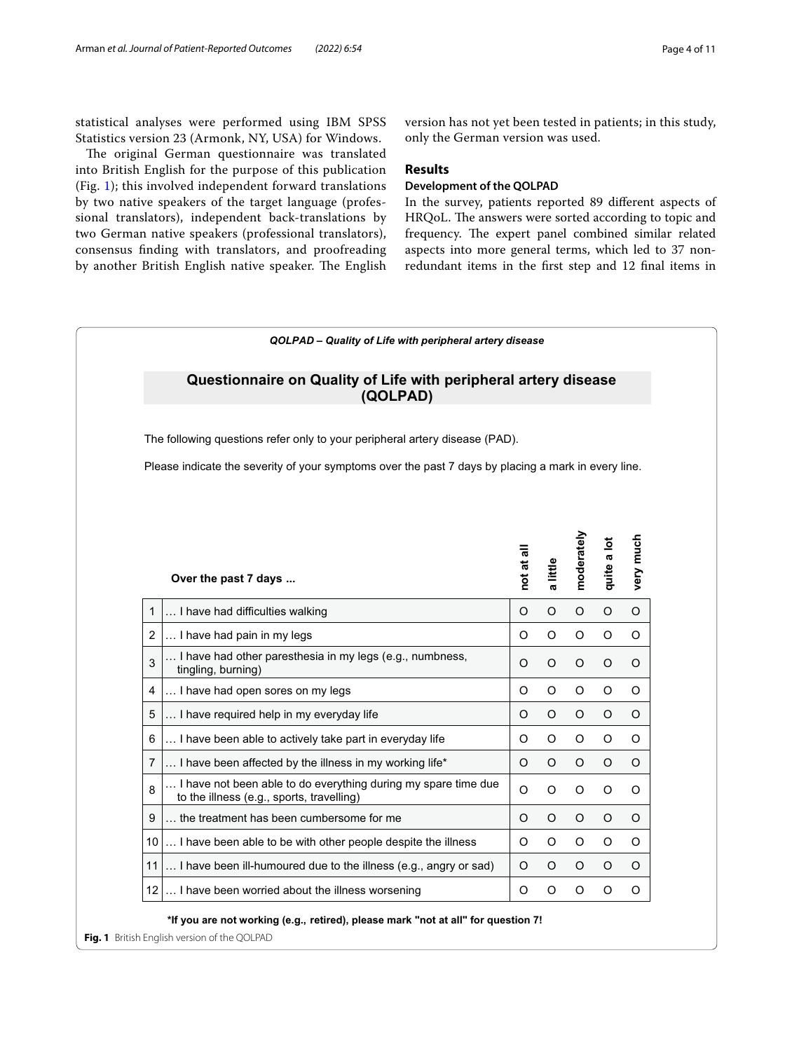statistical analyses were performed using IBM SPSS Statistics version 23 (Armonk, NY, USA) for Windows.

The original German questionnaire was translated into British English for the purpose of this publication (Fig. 1); this involved independent forward translations by two native speakers of the target language (professional translators), independent back-translations by two German native speakers (professional translators), consensus finding with translators, and proofreading by another British English native speaker. The English version has not yet been tested in patients; in this study, only the German version was used.

## Results

### Development of the QOLPAD

In the survey, patients reported 89 different aspects of HRQoL. The answers were sorted according to topic and frequency. The expert panel combined similar related aspects into more general terms, which led to 37 non-redundant items in the first step and 12 final items in

*QOLPAD – Quality of Life with peripheral artery disease*

**Questionnaire on Quality of Life with peripheral artery disease (QOLPAD)**

The following questions refer only to your peripheral artery disease (PAD).

Please indicate the severity of your symptoms over the past 7 days by placing a mark in every line.

| | **Over the past 7 days ...** | **not at all** | **a little** | **moderately** | **quite a lot** | **very much** |
|---|---|---|---|---|---|---|
| 1 | … I have had difficulties walking | O | O | O | O | O |
| 2 | … I have had pain in my legs | O | O | O | O | O |
| 3 | … I have had other paresthesia in my legs (e.g., numbness, tingling, burning) | O | O | O | O | O |
| 4 | … I have had open sores on my legs | O | O | O | O | O |
| 5 | … I have required help in my everyday life | O | O | O | O | O |
| 6 | … I have been able to actively take part in everyday life | O | O | O | O | O |
| 7 | … I have been affected by the illness in my working life* | O | O | O | O | O |
| 8 | … I have not been able to do everything during my spare time due to the illness (e.g., sports, travelling) | O | O | O | O | O |
| 9 | … the treatment has been cumbersome for me | O | O | O | O | O |
| 10 | … I have been able to be with other people despite the illness | O | O | O | O | O |
| 11 | … I have been ill-humoured due to the illness (e.g., angry or sad) | O | O | O | O | O |
| 12 | … I have been worried about the illness worsening | O | O | O | O | O |

**\*If you are not working (e.g., retired), please mark "not at all" for question 7!**

**Fig. 1** British English version of the QOLPAD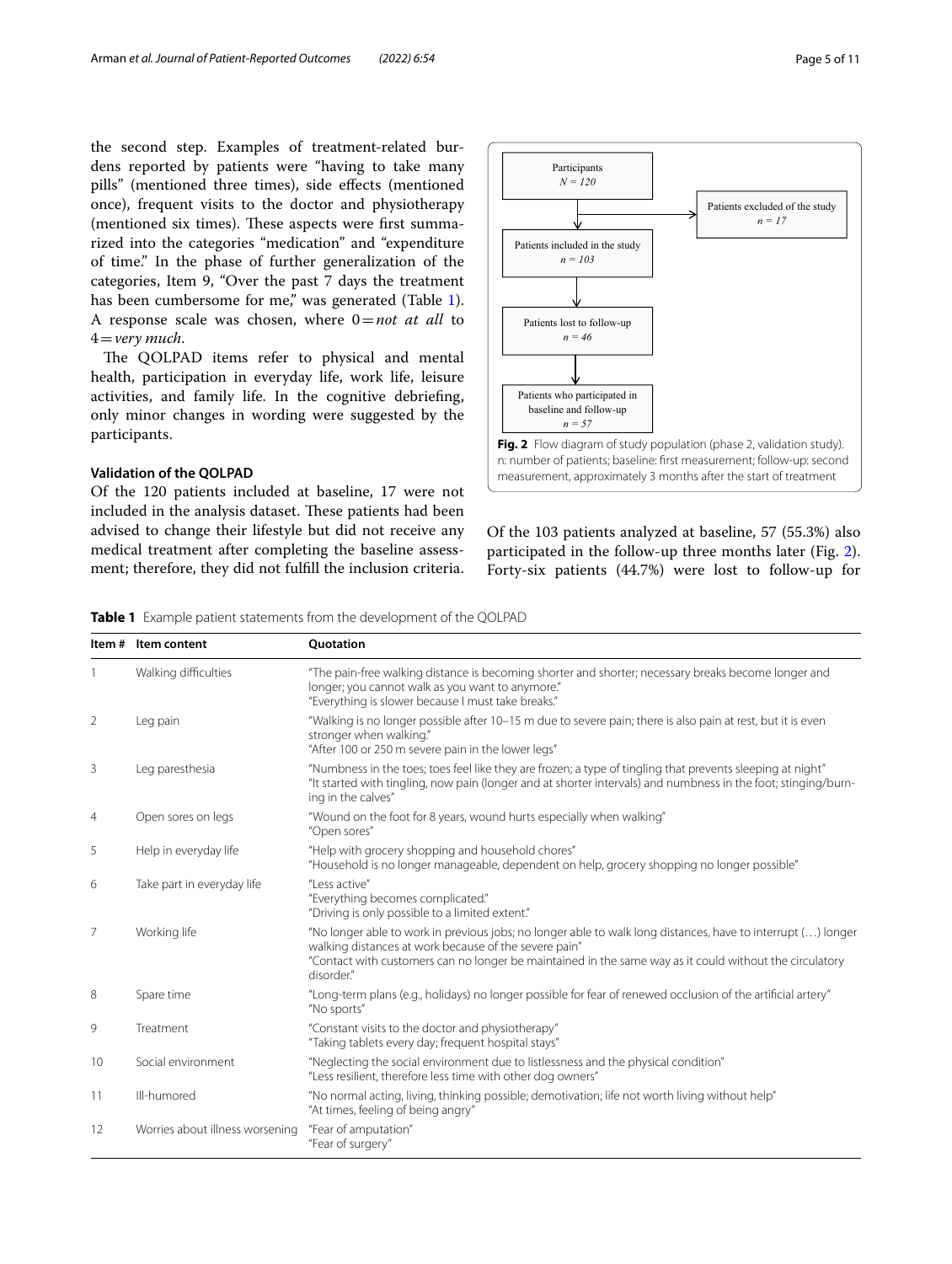the second step. Examples of treatment-related burdens reported by patients were "having to take many pills" (mentioned three times), side effects (mentioned once), frequent visits to the doctor and physiotherapy (mentioned six times). These aspects were first summarized into the categories "medication" and "expenditure of time." In the phase of further generalization of the categories, Item 9, "Over the past 7 days the treatment has been cumbersome for me," was generated (Table 1). A response scale was chosen, where 0 = *not at all* to 4 = *very much*.

The QOLPAD items refer to physical and mental health, participation in everyday life, work life, leisure activities, and family life. In the cognitive debriefing, only minor changes in wording were suggested by the participants.

### Validation of the QOLPAD

Of the 120 patients included at baseline, 17 were not included in the analysis dataset. These patients had been advised to change their lifestyle but did not receive any medical treatment after completing the baseline assessment; therefore, they did not fulfill the inclusion criteria.

Participants *N = 120* → Patients excluded of the study *n = 17*; Patients included in the study *n = 103* → Patients lost to follow-up *n = 46* → Patients who participated in baseline and follow-up *n = 57*

**Fig. 2** Flow diagram of study population (phase 2, validation study). n: number of patients; baseline: first measurement; follow-up: second measurement, approximately 3 months after the start of treatment

Of the 103 patients analyzed at baseline, 57 (55.3%) also participated in the follow-up three months later (Fig. 2). Forty-six patients (44.7%) were lost to follow-up for

**Table 1** Example patient statements from the development of the QOLPAD

| Item # | Item content | Quotation |
|---|---|---|
| 1 | Walking difficulties | "The pain-free walking distance is becoming shorter and shorter; necessary breaks become longer and longer; you cannot walk as you want to anymore." "Everything is slower because I must take breaks." |
| 2 | Leg pain | "Walking is no longer possible after 10–15 m due to severe pain; there is also pain at rest, but it is even stronger when walking." "After 100 or 250 m severe pain in the lower legs" |
| 3 | Leg paresthesia | "Numbness in the toes; toes feel like they are frozen; a type of tingling that prevents sleeping at night" "It started with tingling, now pain (longer and at shorter intervals) and numbness in the foot; stinging/burning in the calves" |
| 4 | Open sores on legs | "Wound on the foot for 8 years, wound hurts especially when walking" "Open sores" |
| 5 | Help in everyday life | "Help with grocery shopping and household chores" "Household is no longer manageable, dependent on help, grocery shopping no longer possible" |
| 6 | Take part in everyday life | "Less active" "Everything becomes complicated." "Driving is only possible to a limited extent." |
| 7 | Working life | "No longer able to work in previous jobs; no longer able to walk long distances, have to interrupt (…) longer walking distances at work because of the severe pain" "Contact with customers can no longer be maintained in the same way as it could without the circulatory disorder." |
| 8 | Spare time | "Long-term plans (e.g., holidays) no longer possible for fear of renewed occlusion of the artificial artery" "No sports" |
| 9 | Treatment | "Constant visits to the doctor and physiotherapy" "Taking tablets every day; frequent hospital stays" |
| 10 | Social environment | "Neglecting the social environment due to listlessness and the physical condition" "Less resilient, therefore less time with other dog owners" |
| 11 | Ill-humored | "No normal acting, living, thinking possible; demotivation; life not worth living without help" "At times, feeling of being angry" |
| 12 | Worries about illness worsening | "Fear of amputation" "Fear of surgery" |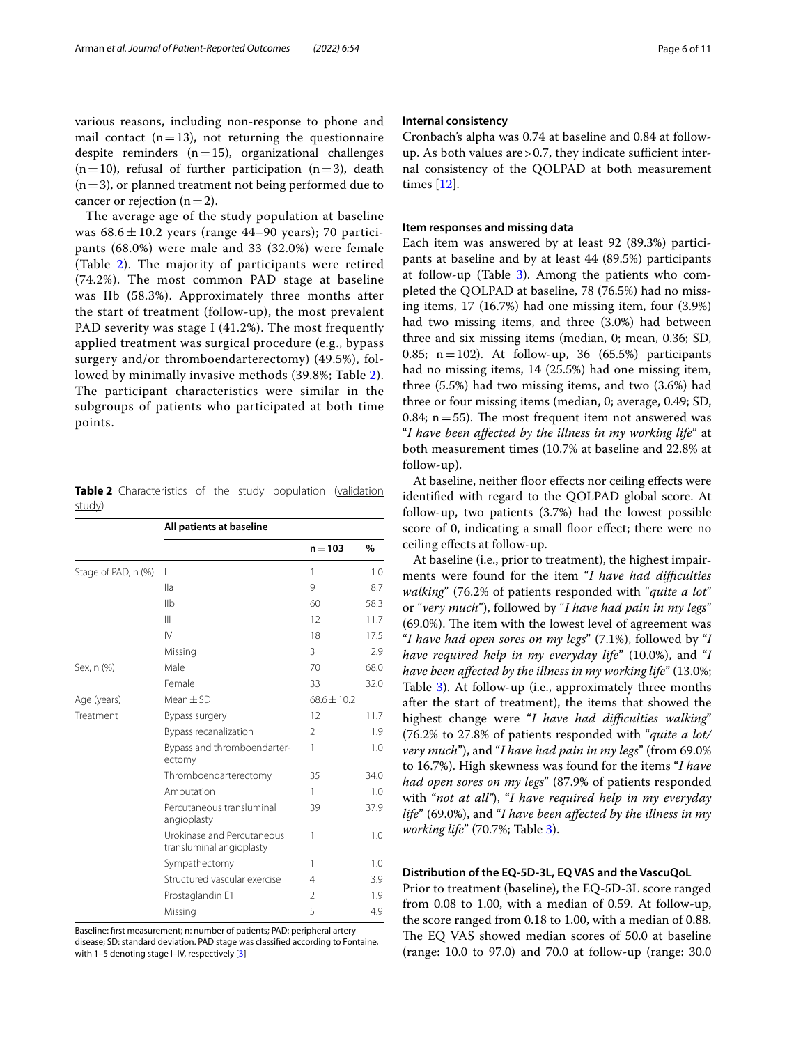various reasons, including non-response to phone and mail contact (n = 13), not returning the questionnaire despite reminders (n = 15), organizational challenges (n = 10), refusal of further participation (n = 3), death (n = 3), or planned treatment not being performed due to cancer or rejection (n = 2).

The average age of the study population at baseline was 68.6 ± 10.2 years (range 44–90 years); 70 participants (68.0%) were male and 33 (32.0%) were female (Table 2). The majority of participants were retired (74.2%). The most common PAD stage at baseline was IIb (58.3%). Approximately three months after the start of treatment (follow-up), the most prevalent PAD severity was stage I (41.2%). The most frequently applied treatment was surgical procedure (e.g., bypass surgery and/or thromboendarterectomy) (49.5%), followed by minimally invasive methods (39.8%; Table 2). The participant characteristics were similar in the subgroups of patients who participated at both time points.

**Table 2** Characteristics of the study population (validation study)

| | All patients at baseline | | |
|---|---|---|---|
| | | n = 103 | % |
| Stage of PAD, n (%) | I | 1 | 1.0 |
| | IIa | 9 | 8.7 |
| | IIb | 60 | 58.3 |
| | III | 12 | 11.7 |
| | IV | 18 | 17.5 |
| | Missing | 3 | 2.9 |
| Sex, n (%) | Male | 70 | 68.0 |
| | Female | 33 | 32.0 |
| Age (years) | Mean ± SD | 68.6 ± 10.2 | |
| Treatment | Bypass surgery | 12 | 11.7 |
| | Bypass recanalization | 2 | 1.9 |
| | Bypass and thromboendarterectomy | 1 | 1.0 |
| | Thromboendarterectomy | 35 | 34.0 |
| | Amputation | 1 | 1.0 |
| | Percutaneous transluminal angioplasty | 39 | 37.9 |
| | Urokinase and Percutaneous transluminal angioplasty | 1 | 1.0 |
| | Sympathectomy | 1 | 1.0 |
| | Structured vascular exercise | 4 | 3.9 |
| | Prostaglandin E1 | 2 | 1.9 |
| | Missing | 5 | 4.9 |

Baseline: first measurement; n: number of patients; PAD: peripheral artery disease; SD: standard deviation. PAD stage was classified according to Fontaine, with 1–5 denoting stage I–IV, respectively [3]

### Internal consistency

Cronbach's alpha was 0.74 at baseline and 0.84 at follow-up. As both values are > 0.7, they indicate sufficient internal consistency of the QOLPAD at both measurement times [12].

### Item responses and missing data

Each item was answered by at least 92 (89.3%) participants at baseline and by at least 44 (89.5%) participants at follow-up (Table 3). Among the patients who completed the QOLPAD at baseline, 78 (76.5%) had no missing items, 17 (16.7%) had one missing item, four (3.9%) had two missing items, and three (3.0%) had between three and six missing items (median, 0; mean, 0.36; SD, 0.85; n = 102). At follow-up, 36 (65.5%) participants had no missing items, 14 (25.5%) had one missing item, three (5.5%) had two missing items, and two (3.6%) had three or four missing items (median, 0; average, 0.49; SD, 0.84; n = 55). The most frequent item not answered was "*I have been affected by the illness in my working life*" at both measurement times (10.7% at baseline and 22.8% at follow-up).

At baseline, neither floor effects nor ceiling effects were identified with regard to the QOLPAD global score. At follow-up, two patients (3.7%) had the lowest possible score of 0, indicating a small floor effect; there were no ceiling effects at follow-up.

At baseline (i.e., prior to treatment), the highest impairments were found for the item "*I have had difficulties walking*" (76.2% of patients responded with "*quite a lot*" or "*very much*"), followed by "*I have had pain in my legs*" (69.0%). The item with the lowest level of agreement was "*I have had open sores on my legs*" (7.1%), followed by "*I have required help in my everyday life*" (10.0%), and "*I have been affected by the illness in my working life*" (13.0%; Table 3). At follow-up (i.e., approximately three months after the start of treatment), the items that showed the highest change were "*I have had difficulties walking*" (76.2% to 27.8% of patients responded with "*quite a lot/very much*"), and "*I have had pain in my legs*" (from 69.0% to 16.7%). High skewness was found for the items "*I have had open sores on my legs*" (87.9% of patients responded with "*not at all*"), "*I have required help in my everyday life*" (69.0%), and "*I have been affected by the illness in my working life*" (70.7%; Table 3).

### Distribution of the EQ-5D-3L, EQ VAS and the VascuQoL

Prior to treatment (baseline), the EQ-5D-3L score ranged from 0.08 to 1.00, with a median of 0.59. At follow-up, the score ranged from 0.18 to 1.00, with a median of 0.88. The EQ VAS showed median scores of 50.0 at baseline (range: 10.0 to 97.0) and 70.0 at follow-up (range: 30.0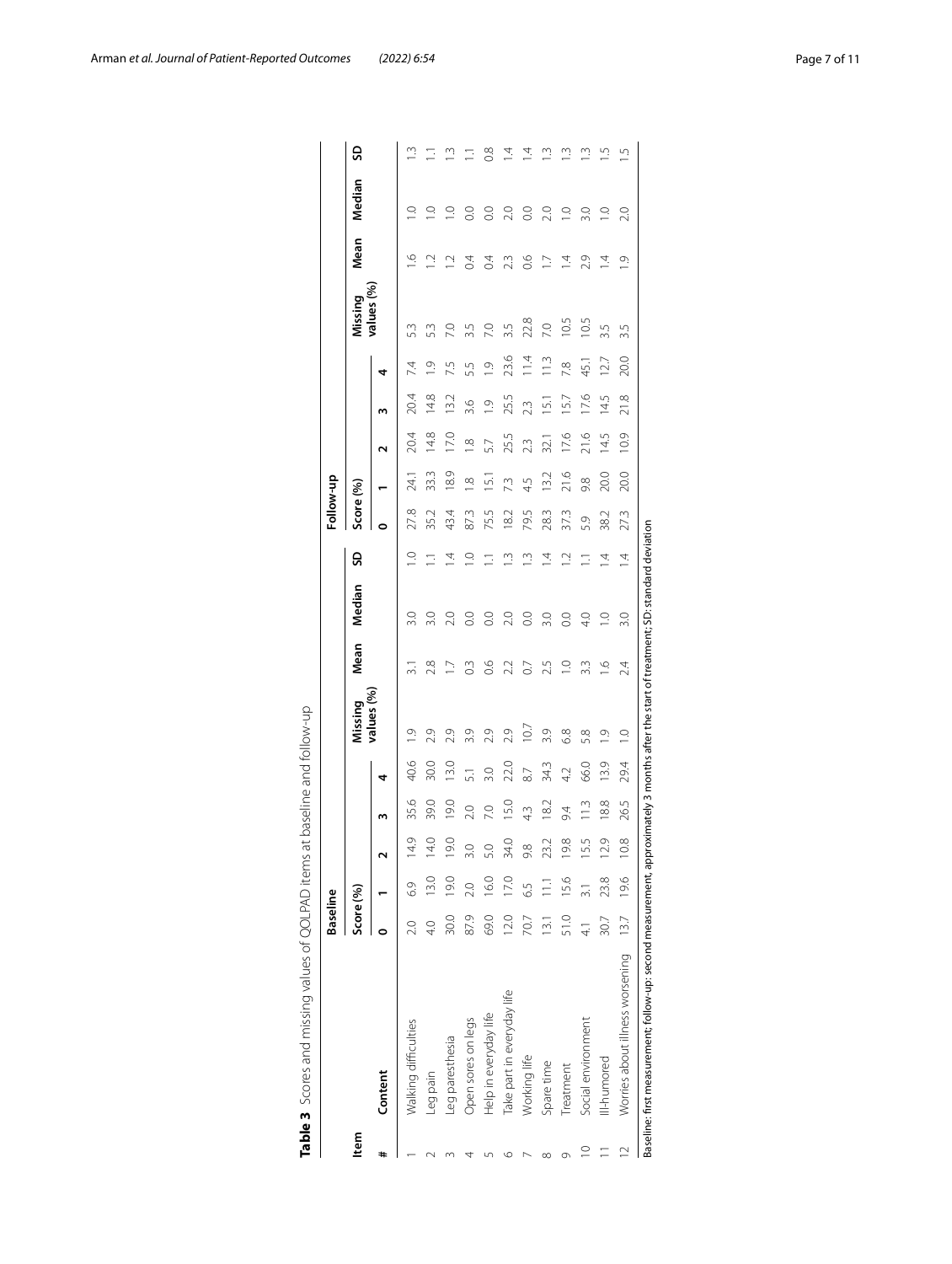**Table 3** Scores and missing values of QOLPAD items at baseline and follow-up

| Item | | Baseline | | | | | | | | | Follow-up | | | | | | | | |
|---|---|---|---|---|---|---|---|---|---|---|---|---|---|---|---|---|---|---|---|
| | | Score (%) | | | | | Missing values (%) | Mean | Median | SD | Score (%) | | | | | Missing values (%) | Mean | Median | SD |
| # | Content | 0 | 1 | 2 | 3 | 4 | | | | | 0 | 1 | 2 | 3 | 4 | | | | |
| 1 | Walking difficulties | 2.0 | 6.9 | 14.9 | 35.6 | 40.6 | 1.9 | 3.1 | 3.0 | 1.0 | 27.8 | 24.1 | 20.4 | 20.4 | 7.4 | 5.3 | 1.6 | 1.0 | 1.3 |
| 2 | Leg pain | 4.0 | 13.0 | 14.0 | 39.0 | 30.0 | 2.9 | 2.8 | 3.0 | 1.1 | 35.2 | 33.3 | 14.8 | 14.8 | 1.9 | 5.3 | 1.2 | 1.0 | 1.1 |
| 3 | Leg paresthesia | 30.0 | 19.0 | 19.0 | 19.0 | 13.0 | 2.9 | 1.7 | 2.0 | 1.4 | 43.4 | 18.9 | 17.0 | 13.2 | 7.5 | 7.0 | 1.2 | 1.0 | 1.3 |
| 4 | Open sores on legs | 87.9 | 2.0 | 3.0 | 2.0 | 5.1 | 3.9 | 0.3 | 0.0 | 1.0 | 87.3 | 1.8 | 1.8 | 3.6 | 5.5 | 3.5 | 0.4 | 0.0 | 1.1 |
| 5 | Help in everyday life | 69.0 | 16.0 | 5.0 | 7.0 | 3.0 | 2.9 | 0.6 | 0.0 | 1.1 | 75.5 | 15.1 | 5.7 | 1.9 | 1.9 | 7.0 | 0.4 | 0.0 | 0.8 |
| 6 | Take part in everyday life | 12.0 | 17.0 | 34.0 | 15.0 | 22.0 | 2.9 | 2.2 | 2.0 | 1.3 | 18.2 | 7.3 | 25.5 | 25.5 | 23.6 | 3.5 | 2.3 | 2.0 | 1.4 |
| 7 | Working life | 70.7 | 6.5 | 9.8 | 4.3 | 8.7 | 10.7 | 0.7 | 0.0 | 1.3 | 79.5 | 4.5 | 2.3 | 2.3 | 11.4 | 22.8 | 0.6 | 0.0 | 1.4 |
| 8 | Spare time | 13.1 | 11.1 | 23.2 | 18.2 | 34.3 | 3.9 | 2.5 | 3.0 | 1.4 | 28.3 | 13.2 | 32.1 | 15.1 | 11.3 | 7.0 | 1.7 | 2.0 | 1.3 |
| 9 | Treatment | 51.0 | 15.6 | 19.8 | 9.4 | 4.2 | 6.8 | 1.0 | 0.0 | 1.2 | 37.3 | 21.6 | 17.6 | 15.7 | 7.8 | 10.5 | 1.4 | 1.0 | 1.3 |
| 10 | Social environment | 4.1 | 3.1 | 15.5 | 11.3 | 66.0 | 5.8 | 3.3 | 4.0 | 1.1 | 5.9 | 9.8 | 21.6 | 17.6 | 45.1 | 10.5 | 2.9 | 3.0 | 1.3 |
| 11 | Ill-humored | 30.7 | 23.8 | 12.9 | 18.8 | 13.9 | 1.9 | 1.6 | 1.0 | 1.4 | 38.2 | 20.0 | 14.5 | 14.5 | 12.7 | 3.5 | 1.4 | 1.0 | 1.5 |
| 12 | Worries about illness worsening | 13.7 | 19.6 | 10.8 | 26.5 | 29.4 | 1.0 | 2.4 | 3.0 | 1.4 | 27.3 | 20.0 | 10.9 | 21.8 | 20.0 | 3.5 | 1.9 | 2.0 | 1.5 |

Baseline: first measurement; follow-up: second measurement, approximately 3 months after the start of treatment; SD: standard deviation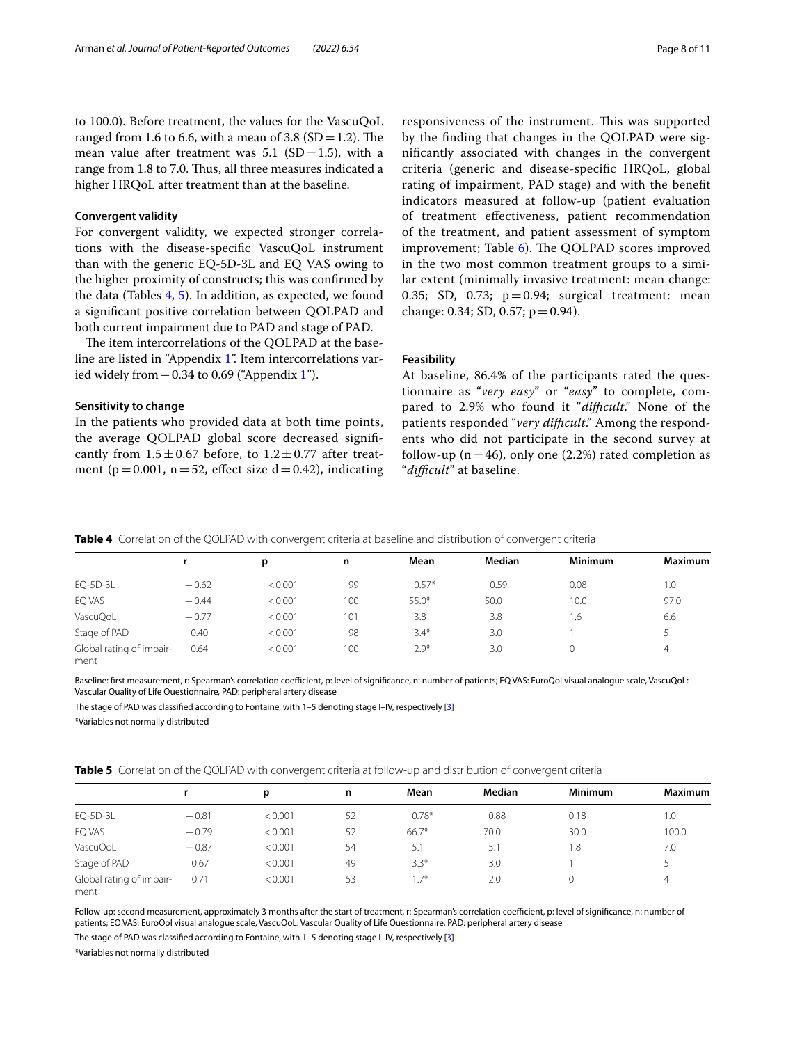to 100.0). Before treatment, the values for the VascuQoL ranged from 1.6 to 6.6, with a mean of 3.8 (SD = 1.2). The mean value after treatment was 5.1 (SD = 1.5), with a range from 1.8 to 7.0. Thus, all three measures indicated a higher HRQoL after treatment than at the baseline.

### Convergent validity

For convergent validity, we expected stronger correlations with the disease-specific VascuQoL instrument than with the generic EQ-5D-3L and EQ VAS owing to the higher proximity of constructs; this was confirmed by the data (Tables 4, 5). In addition, as expected, we found a significant positive correlation between QOLPAD and both current impairment due to PAD and stage of PAD.

The item intercorrelations of the QOLPAD at the baseline are listed in "Appendix 1". Item intercorrelations varied widely from − 0.34 to 0.69 ("Appendix 1").

### Sensitivity to change

In the patients who provided data at both time points, the average QOLPAD global score decreased significantly from $1.5 \pm 0.67$ before, to $1.2 \pm 0.77$ after treatment ($p = 0.001$, $n = 52$, effect size $d = 0.42$), indicating responsiveness of the instrument. This was supported by the finding that changes in the QOLPAD were significantly associated with changes in the convergent criteria (generic and disease-specific HRQoL, global rating of impairment, PAD stage) and with the benefit indicators measured at follow-up (patient evaluation of treatment effectiveness, patient recommendation of the treatment, and patient assessment of symptom improvement; Table 6). The QOLPAD scores improved in the two most common treatment groups to a similar extent (minimally invasive treatment: mean change: 0.35; SD, 0.73; $p = 0.94$; surgical treatment: mean change: 0.34; SD, 0.57; $p = 0.94$).

### Feasibility

At baseline, 86.4% of the participants rated the questionnaire as "*very easy*" or "*easy*" to complete, compared to 2.9% who found it "*difficult*." None of the patients responded "*very difficult*." Among the respondents who did not participate in the second survey at follow-up ($n = 46$), only one (2.2%) rated completion as "*difficult*" at baseline.

**Table 4** Correlation of the QOLPAD with convergent criteria at baseline and distribution of convergent criteria

| | r | p | n | Mean | Median | Minimum | Maximum |
|---|---|---|---|---|---|---|---|
| EQ-5D-3L | − 0.62 | < 0.001 | 99 | 0.57* | 0.59 | 0.08 | 1.0 |
| EQ VAS | − 0.44 | < 0.001 | 100 | 55.0* | 50.0 | 10.0 | 97.0 |
| VascuQoL | − 0.77 | < 0.001 | 101 | 3.8 | 3.8 | 1.6 | 6.6 |
| Stage of PAD | 0.40 | < 0.001 | 98 | 3.4* | 3.0 | 1 | 5 |
| Global rating of impairment | 0.64 | < 0.001 | 100 | 2.9* | 3.0 | 0 | 4 |

Baseline: first measurement, r: Spearman's correlation coefficient, p: level of significance, n: number of patients; EQ VAS: EuroQol visual analogue scale, VascuQoL: Vascular Quality of Life Questionnaire, PAD: peripheral artery disease

The stage of PAD was classified according to Fontaine, with 1–5 denoting stage I–IV, respectively [3]

*Variables not normally distributed

**Table 5** Correlation of the QOLPAD with convergent criteria at follow-up and distribution of convergent criteria

| | r | p | n | Mean | Median | Minimum | Maximum |
|---|---|---|---|---|---|---|---|
| EQ-5D-3L | − 0.81 | < 0.001 | 52 | 0.78* | 0.88 | 0.18 | 1.0 |
| EQ VAS | − 0.79 | < 0.001 | 52 | 66.7* | 70.0 | 30.0 | 100.0 |
| VascuQoL | − 0.87 | < 0.001 | 54 | 5.1 | 5.1 | 1.8 | 7.0 |
| Stage of PAD | 0.67 | < 0.001 | 49 | 3.3* | 3.0 | 1 | 5 |
| Global rating of impairment | 0.71 | < 0.001 | 53 | 1.7* | 2.0 | 0 | 4 |

Follow-up: second measurement, approximately 3 months after the start of treatment, r: Spearman's correlation coefficient, p: level of significance, n: number of patients; EQ VAS: EuroQol visual analogue scale, VascuQoL: Vascular Quality of Life Questionnaire, PAD: peripheral artery disease

The stage of PAD was classified according to Fontaine, with 1–5 denoting stage I–IV, respectively [3]

*Variables not normally distributed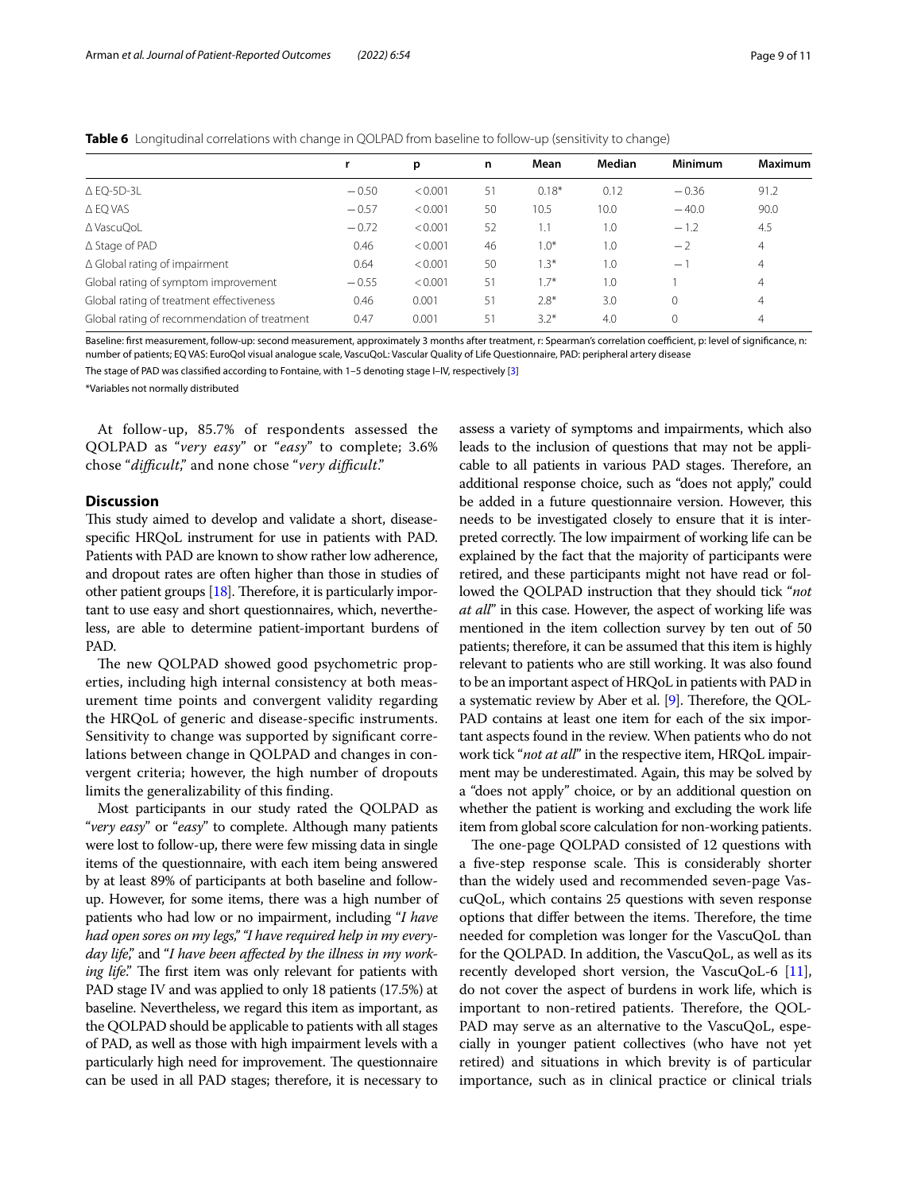**Table 6** Longitudinal correlations with change in QOLPAD from baseline to follow-up (sensitivity to change)

| | r | p | n | Mean | Median | Minimum | Maximum |
|---|---|---|---|---|---|---|---|
| Δ EQ-5D-3L | −0.50 | <0.001 | 51 | 0.18* | 0.12 | −0.36 | 91.2 |
| Δ EQ VAS | −0.57 | <0.001 | 50 | 10.5 | 10.0 | −40.0 | 90.0 |
| Δ VascuQoL | −0.72 | <0.001 | 52 | 1.1 | 1.0 | −1.2 | 4.5 |
| Δ Stage of PAD | 0.46 | <0.001 | 46 | 1.0* | 1.0 | −2 | 4 |
| Δ Global rating of impairment | 0.64 | <0.001 | 50 | 1.3* | 1.0 | −1 | 4 |
| Global rating of symptom improvement | −0.55 | <0.001 | 51 | 1.7* | 1.0 | 1 | 4 |
| Global rating of treatment effectiveness | 0.46 | 0.001 | 51 | 2.8* | 3.0 | 0 | 4 |
| Global rating of recommendation of treatment | 0.47 | 0.001 | 51 | 3.2* | 4.0 | 0 | 4 |

Baseline: first measurement, follow-up: second measurement, approximately 3 months after treatment, r: Spearman's correlation coefficient, p: level of significance, n: number of patients; EQ VAS: EuroQol visual analogue scale, VascuQoL: Vascular Quality of Life Questionnaire, PAD: peripheral artery disease

The stage of PAD was classified according to Fontaine, with 1–5 denoting stage I–IV, respectively [3]

*Variables not normally distributed

At follow-up, 85.7% of respondents assessed the QOLPAD as "*very easy*" or "*easy*" to complete; 3.6% chose "*difficult*," and none chose "*very difficult*."

## Discussion

This study aimed to develop and validate a short, disease-specific HRQoL instrument for use in patients with PAD. Patients with PAD are known to show rather low adherence, and dropout rates are often higher than those in studies of other patient groups [18]. Therefore, it is particularly important to use easy and short questionnaires, which, nevertheless, are able to determine patient-important burdens of PAD.

The new QOLPAD showed good psychometric properties, including high internal consistency at both measurement time points and convergent validity regarding the HRQoL of generic and disease-specific instruments. Sensitivity to change was supported by significant correlations between change in QOLPAD and changes in convergent criteria; however, the high number of dropouts limits the generalizability of this finding.

Most participants in our study rated the QOLPAD as "*very easy*" or "*easy*" to complete. Although many patients were lost to follow-up, there were few missing data in single items of the questionnaire, with each item being answered by at least 89% of participants at both baseline and follow-up. However, for some items, there was a high number of patients who had low or no impairment, including "*I have had open sores on my legs*," "*I have required help in my everyday life*," and "*I have been affected by the illness in my working life*." The first item was only relevant for patients with PAD stage IV and was applied to only 18 patients (17.5%) at baseline. Nevertheless, we regard this item as important, as the QOLPAD should be applicable to patients with all stages of PAD, as well as those with high impairment levels with a particularly high need for improvement. The questionnaire can be used in all PAD stages; therefore, it is necessary to assess a variety of symptoms and impairments, which also leads to the inclusion of questions that may not be applicable to all patients in various PAD stages. Therefore, an additional response choice, such as "does not apply," could be added in a future questionnaire version. However, this needs to be investigated closely to ensure that it is interpreted correctly. The low impairment of working life can be explained by the fact that the majority of participants were retired, and these participants might not have read or followed the QOLPAD instruction that they should tick "*not at all*" in this case. However, the aspect of working life was mentioned in the item collection survey by ten out of 50 patients; therefore, it can be assumed that this item is highly relevant to patients who are still working. It was also found to be an important aspect of HRQoL in patients with PAD in a systematic review by Aber et al. [9]. Therefore, the QOLPAD contains at least one item for each of the six important aspects found in the review. When patients who do not work tick "*not at all*" in the respective item, HRQoL impairment may be underestimated. Again, this may be solved by a "does not apply" choice, or by an additional question on whether the patient is working and excluding the work life item from global score calculation for non-working patients.

The one-page QOLPAD consisted of 12 questions with a five-step response scale. This is considerably shorter than the widely used and recommended seven-page VascuQoL, which contains 25 questions with seven response options that differ between the items. Therefore, the time needed for completion was longer for the VascuQoL than for the QOLPAD. In addition, the VascuQoL, as well as its recently developed short version, the VascuQoL-6 [11], do not cover the aspect of burdens in work life, which is important to non-retired patients. Therefore, the QOLPAD may serve as an alternative to the VascuQoL, especially in younger patient collectives (who have not yet retired) and situations in which brevity is of particular importance, such as in clinical practice or clinical trials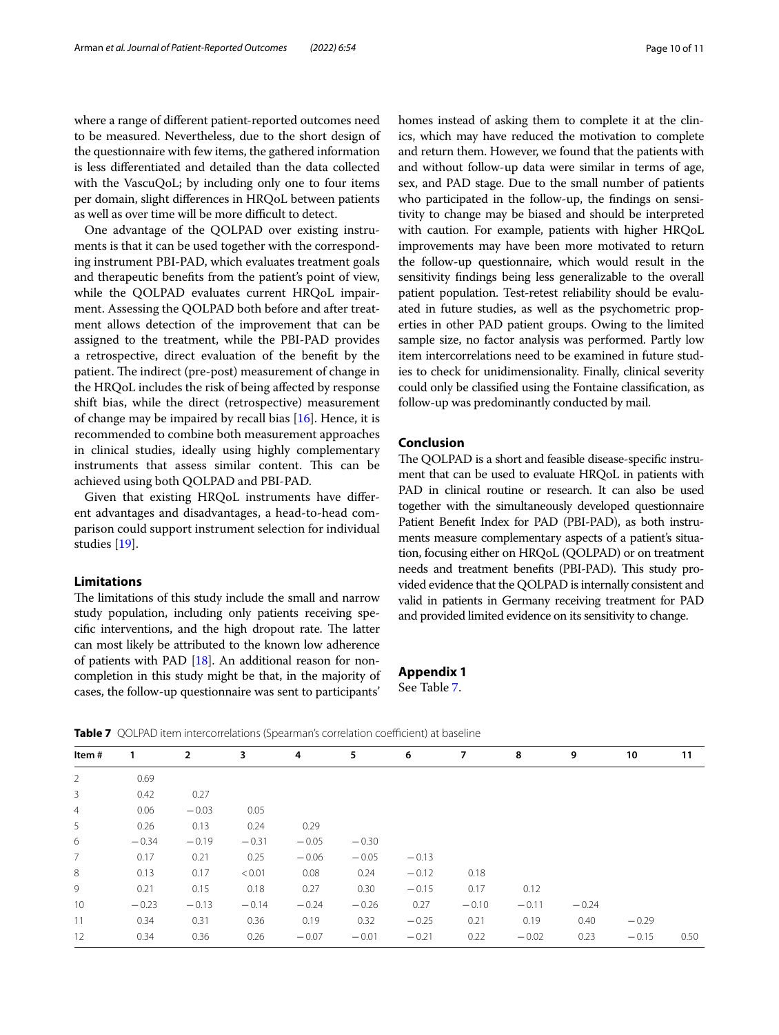where a range of different patient-reported outcomes need to be measured. Nevertheless, due to the short design of the questionnaire with few items, the gathered information is less differentiated and detailed than the data collected with the VascuQoL; by including only one to four items per domain, slight differences in HRQoL between patients as well as over time will be more difficult to detect.

One advantage of the QOLPAD over existing instruments is that it can be used together with the corresponding instrument PBI-PAD, which evaluates treatment goals and therapeutic benefits from the patient's point of view, while the QOLPAD evaluates current HRQoL impairment. Assessing the QOLPAD both before and after treatment allows detection of the improvement that can be assigned to the treatment, while the PBI-PAD provides a retrospective, direct evaluation of the benefit by the patient. The indirect (pre-post) measurement of change in the HRQoL includes the risk of being affected by response shift bias, while the direct (retrospective) measurement of change may be impaired by recall bias [16]. Hence, it is recommended to combine both measurement approaches in clinical studies, ideally using highly complementary instruments that assess similar content. This can be achieved using both QOLPAD and PBI-PAD.

Given that existing HRQoL instruments have different advantages and disadvantages, a head-to-head comparison could support instrument selection for individual studies [19].

## Limitations

The limitations of this study include the small and narrow study population, including only patients receiving specific interventions, and the high dropout rate. The latter can most likely be attributed to the known low adherence of patients with PAD [18]. An additional reason for non-completion in this study might be that, in the majority of cases, the follow-up questionnaire was sent to participants' homes instead of asking them to complete it at the clinics, which may have reduced the motivation to complete and return them. However, we found that the patients with and without follow-up data were similar in terms of age, sex, and PAD stage. Due to the small number of patients who participated in the follow-up, the findings on sensitivity to change may be biased and should be interpreted with caution. For example, patients with higher HRQoL improvements may have been more motivated to return the follow-up questionnaire, which would result in the sensitivity findings being less generalizable to the overall patient population. Test-retest reliability should be evaluated in future studies, as well as the psychometric properties in other PAD patient groups. Owing to the limited sample size, no factor analysis was performed. Partly low item intercorrelations need to be examined in future studies to check for unidimensionality. Finally, clinical severity could only be classified using the Fontaine classification, as follow-up was predominantly conducted by mail.

## Conclusion

The QOLPAD is a short and feasible disease-specific instrument that can be used to evaluate HRQoL in patients with PAD in clinical routine or research. It can also be used together with the simultaneously developed questionnaire Patient Benefit Index for PAD (PBI-PAD), as both instruments measure complementary aspects of a patient's situation, focusing either on HRQoL (QOLPAD) or on treatment needs and treatment benefits (PBI-PAD). This study provided evidence that the QOLPAD is internally consistent and valid in patients in Germany receiving treatment for PAD and provided limited evidence on its sensitivity to change.

## Appendix 1

See Table 7.

**Table 7** QOLPAD item intercorrelations (Spearman's correlation coefficient) at baseline

| Item # | 1 | 2 | 3 | 4 | 5 | 6 | 7 | 8 | 9 | 10 | 11 |
|---|---|---|---|---|---|---|---|---|---|---|---|
| 2 | 0.69 | | | | | | | | | | |
| 3 | 0.42 | 0.27 | | | | | | | | | |
| 4 | 0.06 | −0.03 | 0.05 | | | | | | | | |
| 5 | 0.26 | 0.13 | 0.24 | 0.29 | | | | | | | |
| 6 | −0.34 | −0.19 | −0.31 | −0.05 | −0.30 | | | | | | |
| 7 | 0.17 | 0.21 | 0.25 | −0.06 | −0.05 | −0.13 | | | | | |
| 8 | 0.13 | 0.17 | <0.01 | 0.08 | 0.24 | −0.12 | 0.18 | | | | |
| 9 | 0.21 | 0.15 | 0.18 | 0.27 | 0.30 | −0.15 | 0.17 | 0.12 | | | |
| 10 | −0.23 | −0.13 | −0.14 | −0.24 | −0.26 | 0.27 | −0.10 | −0.11 | −0.24 | | |
| 11 | 0.34 | 0.31 | 0.36 | 0.19 | 0.32 | −0.25 | 0.21 | 0.19 | 0.40 | −0.29 | |
| 12 | 0.34 | 0.36 | 0.26 | −0.07 | −0.01 | −0.21 | 0.22 | −0.02 | 0.23 | −0.15 | 0.50 |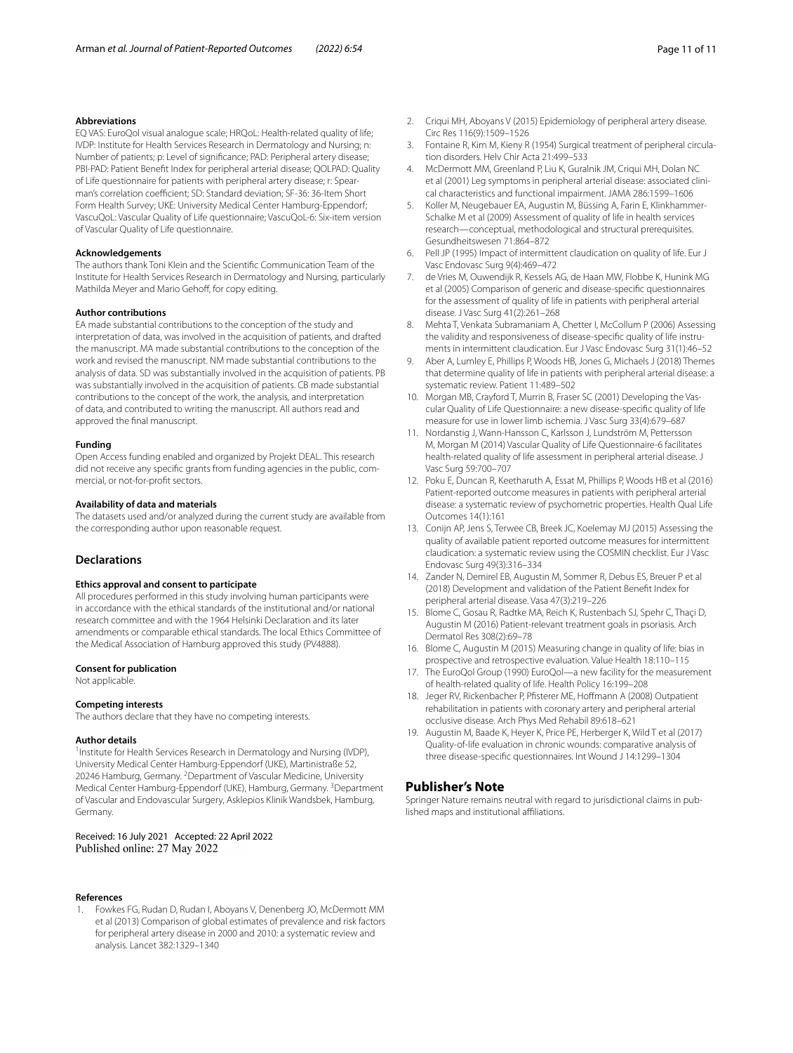**Abbreviations**

EQ VAS: EuroQol visual analogue scale; HRQoL: Health-related quality of life; IVDP: Institute for Health Services Research in Dermatology and Nursing; n: Number of patients; p: Level of significance; PAD: Peripheral artery disease; PBI-PAD: Patient Benefit Index for peripheral arterial disease; QOLPAD: Quality of Life questionnaire for patients with peripheral artery disease; r: Spearman's correlation coefficient; SD: Standard deviation; SF-36: 36-Item Short Form Health Survey; UKE: University Medical Center Hamburg-Eppendorf; VascuQoL: Vascular Quality of Life questionnaire; VascuQoL-6: Six-item version of Vascular Quality of Life questionnaire.

**Acknowledgements**

The authors thank Toni Klein and the Scientific Communication Team of the Institute for Health Services Research in Dermatology and Nursing, particularly Mathilda Meyer and Mario Gehoff, for copy editing.

**Author contributions**

EA made substantial contributions to the conception of the study and interpretation of data, was involved in the acquisition of patients, and drafted the manuscript. MA made substantial contributions to the conception of the work and revised the manuscript. NM made substantial contributions to the analysis of data. SD was substantially involved in the acquisition of patients. PB was substantially involved in the acquisition of patients. CB made substantial contributions to the concept of the work, the analysis, and interpretation of data, and contributed to writing the manuscript. All authors read and approved the final manuscript.

**Funding**

Open Access funding enabled and organized by Projekt DEAL. This research did not receive any specific grants from funding agencies in the public, commercial, or not-for-profit sectors.

**Availability of data and materials**

The datasets used and/or analyzed during the current study are available from the corresponding author upon reasonable request.

## Declarations

**Ethics approval and consent to participate**

All procedures performed in this study involving human participants were in accordance with the ethical standards of the institutional and/or national research committee and with the 1964 Helsinki Declaration and its later amendments or comparable ethical standards. The local Ethics Committee of the Medical Association of Hamburg approved this study (PV4888).

**Consent for publication**

Not applicable.

**Competing interests**

The authors declare that they have no competing interests.

**Author details**

[1]Institute for Health Services Research in Dermatology and Nursing (IVDP), University Medical Center Hamburg-Eppendorf (UKE), Martinistraße 52, 20246 Hamburg, Germany. [2]Department of Vascular Medicine, University Medical Center Hamburg-Eppendorf (UKE), Hamburg, Germany. [3]Department of Vascular and Endovascular Surgery, Asklepios Klinik Wandsbek, Hamburg, Germany.

Received: 16 July 2021 Accepted: 22 April 2022
Published online: 27 May 2022

**References**

1. Fowkes FG, Rudan D, Rudan I, Aboyans V, Denenberg JO, McDermott MM et al (2013) Comparison of global estimates of prevalence and risk factors for peripheral artery disease in 2000 and 2010: a systematic review and analysis. Lancet 382:1329–1340
2. Criqui MH, Aboyans V (2015) Epidemiology of peripheral artery disease. Circ Res 116(9):1509–1526
3. Fontaine R, Kim M, Kieny R (1954) Surgical treatment of peripheral circulation disorders. Helv Chir Acta 21:499–533
4. McDermott MM, Greenland P, Liu K, Guralnik JM, Criqui MH, Dolan NC et al (2001) Leg symptoms in peripheral arterial disease: associated clinical characteristics and functional impairment. JAMA 286:1599–1606
5. Koller M, Neugebauer EA, Augustin M, Büssing A, Farin E, Klinkhammer-Schalke M et al (2009) Assessment of quality of life in health services research—conceptual, methodological and structural prerequisites. Gesundheitswesen 71:864–872
6. Pell JP (1995) Impact of intermittent claudication on quality of life. Eur J Vasc Endovasc Surg 9(4):469–472
7. de Vries M, Ouwendijk R, Kessels AG, de Haan MW, Flobbe K, Hunink MG et al (2005) Comparison of generic and disease-specific questionnaires for the assessment of quality of life in patients with peripheral arterial disease. J Vasc Surg 41(2):261–268
8. Mehta T, Venkata Subramaniam A, Chetter I, McCollum P (2006) Assessing the validity and responsiveness of disease-specific quality of life instruments in intermittent claudication. Eur J Vasc Endovasc Surg 31(1):46–52
9. Aber A, Lumley E, Phillips P, Woods HB, Jones G, Michaels J (2018) Themes that determine quality of life in patients with peripheral arterial disease: a systematic review. Patient 11:489–502
10. Morgan MB, Crayford T, Murrin B, Fraser SC (2001) Developing the Vascular Quality of Life Questionnaire: a new disease-specific quality of life measure for use in lower limb ischemia. J Vasc Surg 33(4):679–687
11. Nordanstig J, Wann-Hansson C, Karlsson J, Lundström M, Pettersson M, Morgan M (2014) Vascular Quality of Life Questionnaire-6 facilitates health-related quality of life assessment in peripheral arterial disease. J Vasc Surg 59:700–707
12. Poku E, Duncan R, Keetharuth A, Essat M, Phillips P, Woods HB et al (2016) Patient-reported outcome measures in patients with peripheral arterial disease: a systematic review of psychometric properties. Health Qual Life Outcomes 14(1):161
13. Conijn AP, Jens S, Terwee CB, Breek JC, Koelemay MJ (2015) Assessing the quality of available patient reported outcome measures for intermittent claudication: a systematic review using the COSMIN checklist. Eur J Vasc Endovasc Surg 49(3):316–334
14. Zander N, Demirel EB, Augustin M, Sommer R, Debus ES, Breuer P et al (2018) Development and validation of the Patient Benefit Index for peripheral arterial disease. Vasa 47(3):219–226
15. Blome C, Gosau R, Radtke MA, Reich K, Rustenbach SJ, Spehr C, Thaçi D, Augustin M (2016) Patient-relevant treatment goals in psoriasis. Arch Dermatol Res 308(2):69–78
16. Blome C, Augustin M (2015) Measuring change in quality of life: bias in prospective and retrospective evaluation. Value Health 18:110–115
17. The EuroQol Group (1990) EuroQol—a new facility for the measurement of health-related quality of life. Health Policy 16:199–208
18. Jeger RV, Rickenbacher P, Pfisterer ME, Hoffmann A (2008) Outpatient rehabilitation in patients with coronary artery and peripheral arterial occlusive disease. Arch Phys Med Rehabil 89:618–621
19. Augustin M, Baade K, Heyer K, Price PE, Herberger K, Wild T et al (2017) Quality-of-life evaluation in chronic wounds: comparative analysis of three disease-specific questionnaires. Int Wound J 14:1299–1304

## Publisher's Note

Springer Nature remains neutral with regard to jurisdictional claims in published maps and institutional affiliations.